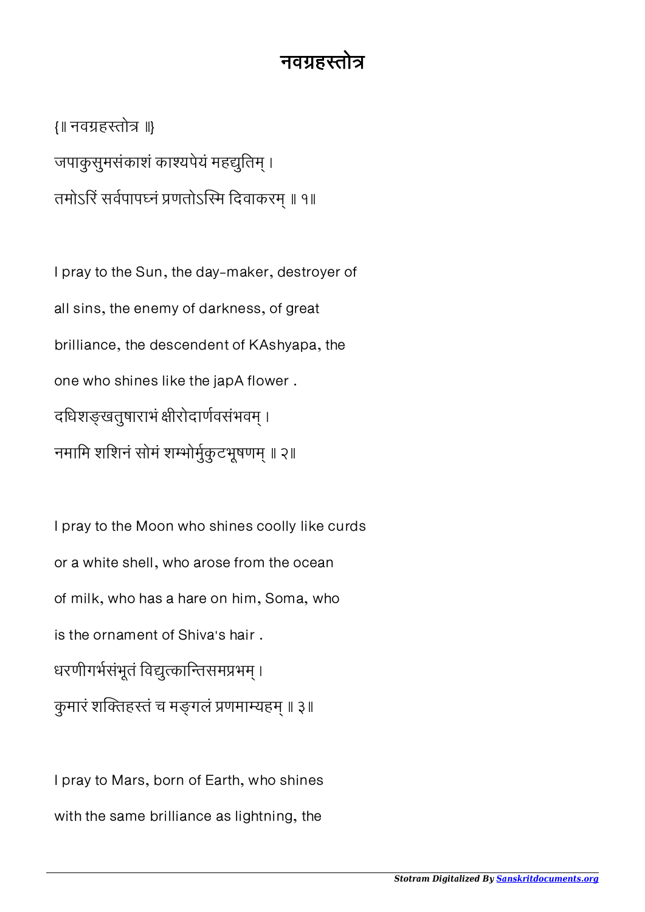# नवग्रहस्तोत्र

{॥ नवग्रहस्तोत्र ॥}

जपाकुसुमसंकाशं काश्यपेयं महद्युतिम् ।
तमोऽरिं सर्वपापघ्नं प्रणतोऽस्मि दिवाकरम् ॥ १॥

I pray to the Sun, the day-maker, destroyer of all sins, the enemy of darkness, of great brilliance, the descendent of KAshyapa, the one who shines like the japA flower .

दधिशङ्खतुषाराभं क्षीरोदार्णवसंभवम् ।
नमामि शशिनं सोमं शम्भोर्मुकुटभूषणम् ॥ २॥

I pray to the Moon who shines coolly like curds or a white shell, who arose from the ocean of milk, who has a hare on him, Soma, who is the ornament of Shiva's hair .

धरणीगर्भसंभूतं विद्युत्कान्तिसमप्रभम् ।
कुमारं शक्तिहस्तं च मङ्गलं प्रणमाम्यहम् ॥ ३॥

I pray to Mars, born of Earth, who shines with the same brilliance as lightning, the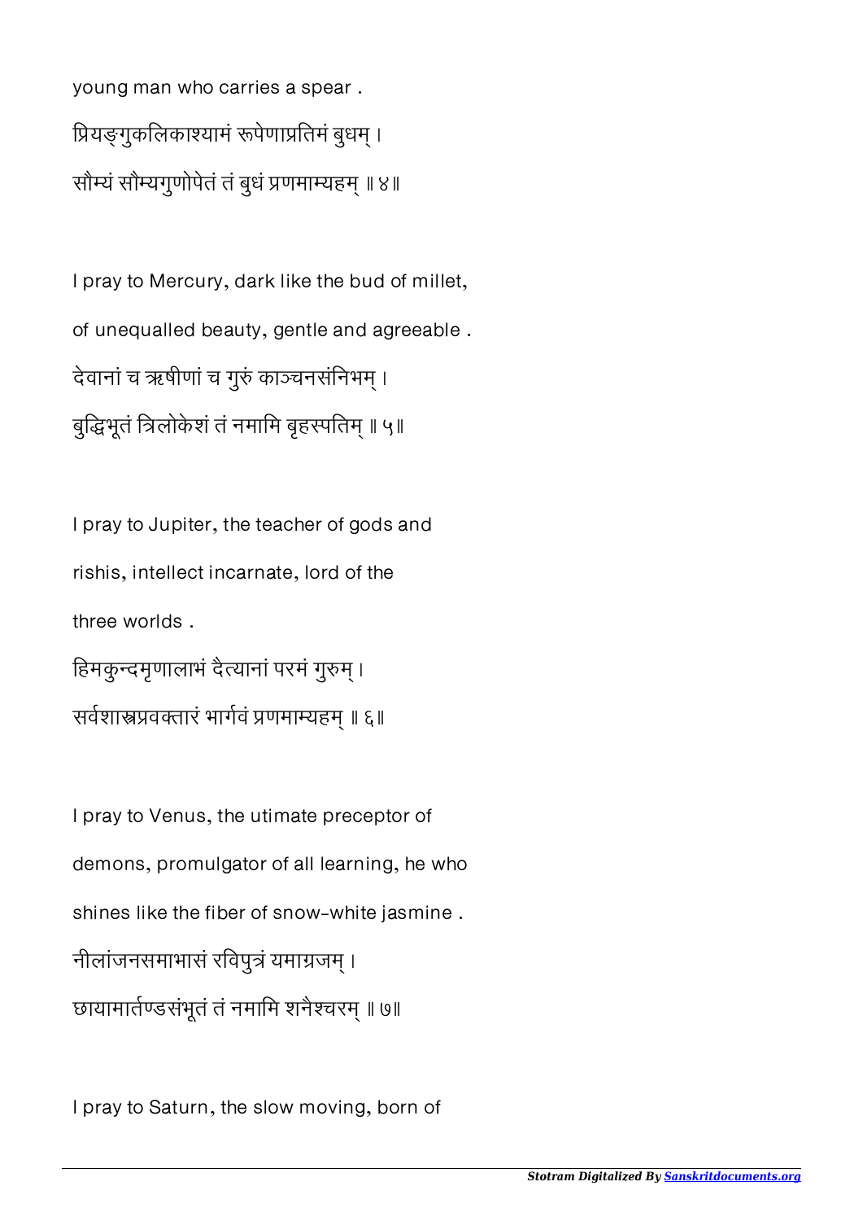young man who carries a spear .

प्रियङ्गुकलिकाश्यामं रूपेणाप्रतिमं बुधम् ।
सौम्यं सौम्यगुणोपेतं तं बुधं प्रणमाम्यहम् ॥ ४॥

I pray to Mercury, dark like the bud of millet,
of unequalled beauty, gentle and agreeable .

देवानां च ऋषीणां च गुरुं काञ्चनसंनिभम् ।
बुद्धिभूतं त्रिलोकेशं तं नमामि बृहस्पतिम् ॥ ५॥

I pray to Jupiter, the teacher of gods and
rishis, intellect incarnate, lord of the
three worlds .

हिमकुन्दमृणालाभं दैत्यानां परमं गुरुम् ।
सर्वशास्त्रप्रवक्तारं भार्गवं प्रणमाम्यहम् ॥ ६॥

I pray to Venus, the utimate preceptor of
demons, promulgator of all learning, he who
shines like the fiber of snow-white jasmine .

नीलांजनसमाभासं रविपुत्रं यमाग्रजम् ।
छायामार्तण्डसंभूतं तं नमामि शनैश्चरम् ॥ ७॥

I pray to Saturn, the slow moving, born of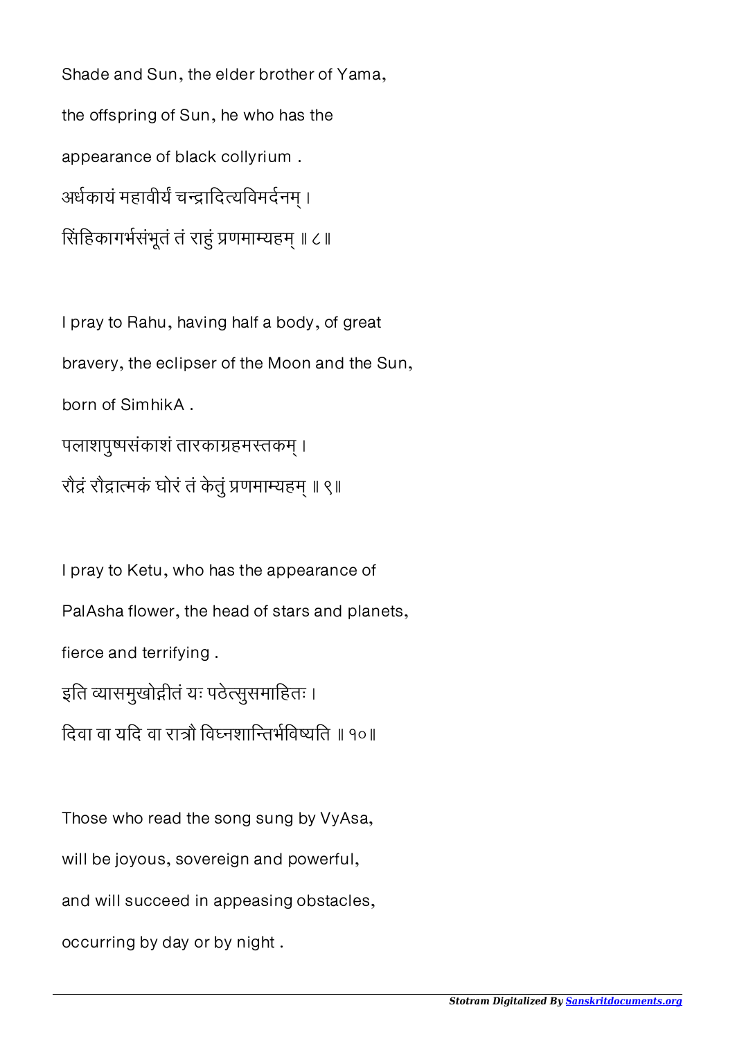Shade and Sun, the elder brother of Yama,

the offspring of Sun, he who has the

appearance of black collyrium .

अर्धकायं महावीर्यं चन्द्रादित्यविमर्दनम् ।

सिंहिकागर्भसंभूतं तं राहुं प्रणमाम्यहम् ॥ ८॥

I pray to Rahu, having half a body, of great

bravery, the eclipser of the Moon and the Sun,

born of SimhikA .

पलाशपुष्पसंकाशं तारकाग्रहमस्तकम् ।

रौद्रं रौद्रात्मकं घोरं तं केतुं प्रणमाम्यहम् ॥ ९॥

I pray to Ketu, who has the appearance of

PalAsha flower, the head of stars and planets,

fierce and terrifying .

इति व्यासमुखोद्गीतं यः पठेत्सुसमाहितः ।

दिवा वा यदि वा रात्रौ विघ्नशान्तिर्भविष्यति ॥ १०॥

Those who read the song sung by VyAsa,

will be joyous, sovereign and powerful,

and will succeed in appeasing obstacles,

occurring by day or by night .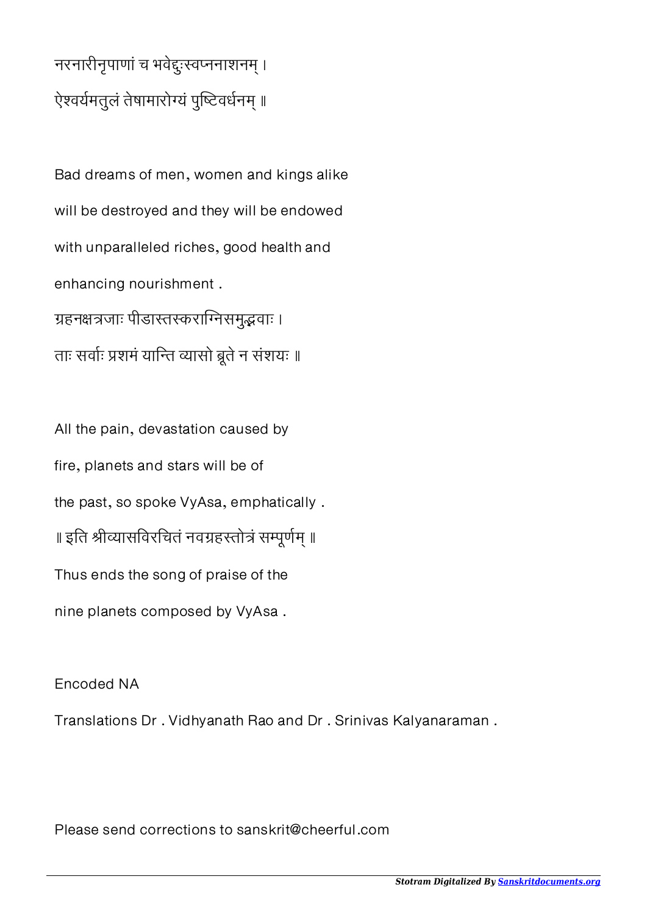नरनारीनृपाणां च भवेद्दुःस्वप्ननाशनम् ।
ऐश्वर्यमतुलं तेषामारोग्यं पुष्टिवर्धनम् ॥

Bad dreams of men, women and kings alike
will be destroyed and they will be endowed
with unparalleled riches, good health and
enhancing nourishment .

ग्रहनक्षत्रजाः पीडास्तस्कराग्निसमुद्भवाः ।
ताः सर्वाः प्रशमं यान्ति व्यासो ब्रूते न संशयः ॥

All the pain, devastation caused by
fire, planets and stars will be of
the past, so spoke VyAsa, emphatically .

॥ इति श्रीव्यासविरचितं नवग्रहस्तोत्रं सम्पूर्णम् ॥

Thus ends the song of praise of the
nine planets composed by VyAsa .

Encoded NA

Translations Dr . Vidhyanath Rao and Dr . Srinivas Kalyanaraman .

Please send corrections to sanskrit@cheerful.com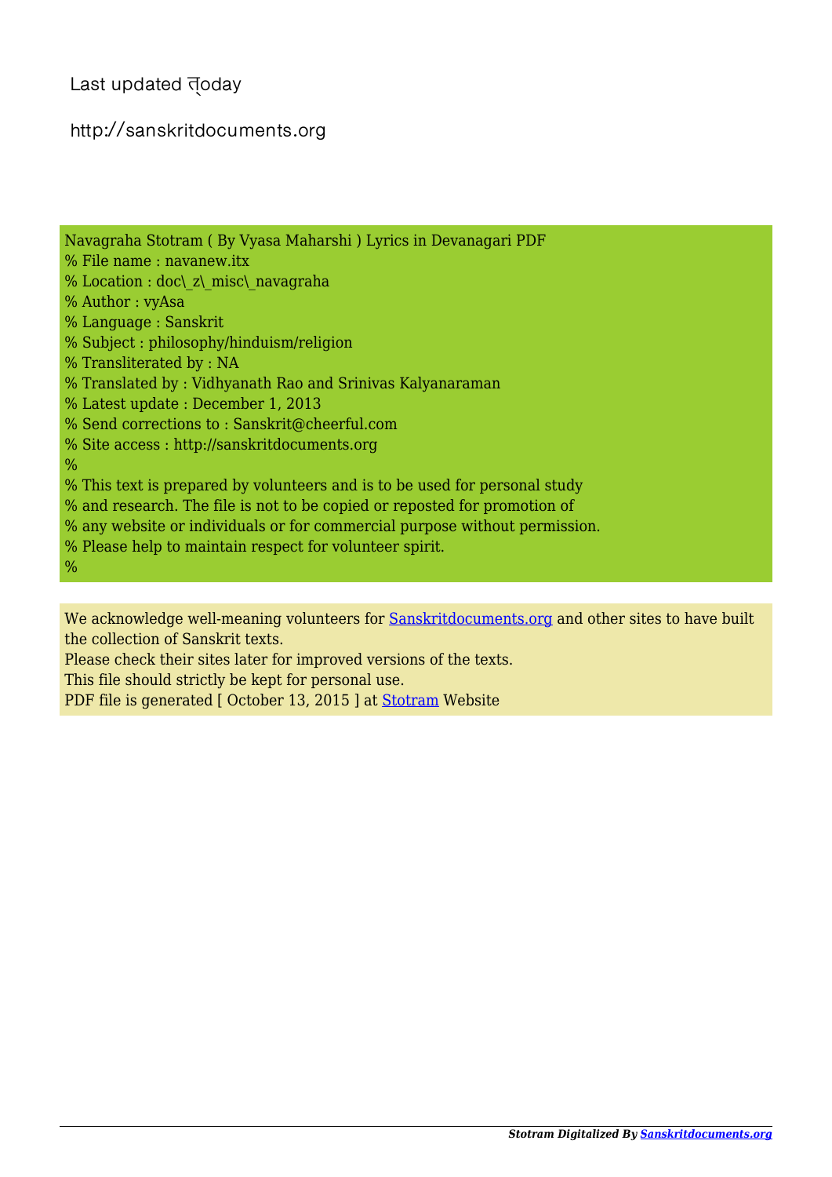Last updated त्oday

http://sanskritdocuments.org

Navagraha Stotram ( By Vyasa Maharshi ) Lyrics in Devanagari PDF
% File name : navanew.itx
% Location : doc\_z\_misc\_navagraha
% Author : vyAsa
% Language : Sanskrit
% Subject : philosophy/hinduism/religion
% Transliterated by : NA
% Translated by : Vidhyanath Rao and Srinivas Kalyanaraman
% Latest update : December 1, 2013
% Send corrections to : Sanskrit@cheerful.com
% Site access : http://sanskritdocuments.org
%
% This text is prepared by volunteers and is to be used for personal study
% and research. The file is not to be copied or reposted for promotion of
% any website or individuals or for commercial purpose without permission.
% Please help to maintain respect for volunteer spirit.
%

We acknowledge well-meaning volunteers for Sanskritdocuments.org and other sites to have built the collection of Sanskrit texts.
Please check their sites later for improved versions of the texts.
This file should strictly be kept for personal use.
PDF file is generated [ October 13, 2015 ] at Stotram Website